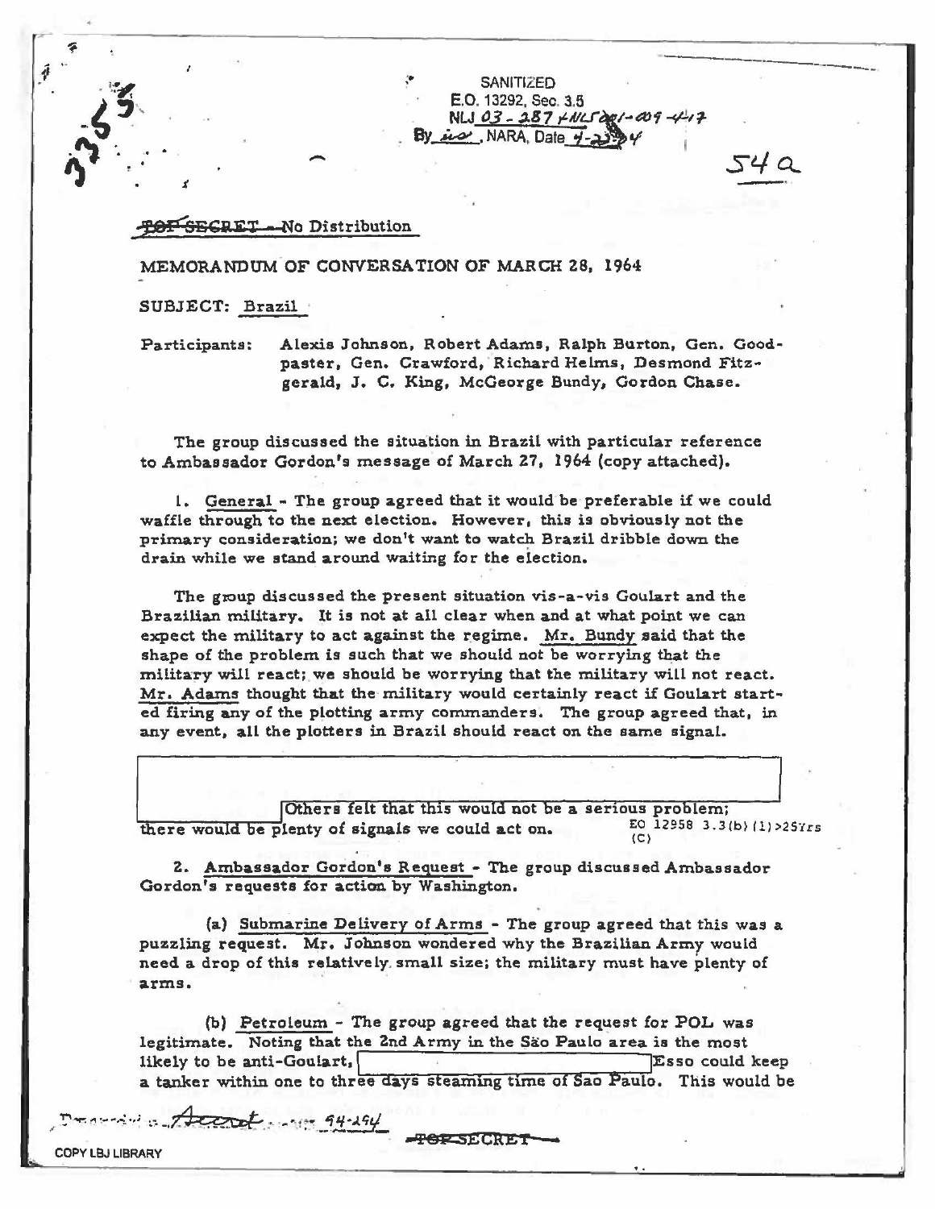SANITIZED
E.O. 13292, Sec. 3.5
NLJ 03 - 287 + NLJ 001-009-4-17
By ___, NARA, Date 4-23-04

54a

~~TOP SECRET~~ - No Distribution

MEMORANDUM OF CONVERSATION OF MARCH 28, 1964

SUBJECT: Brazil

Participants: Alexis Johnson, Robert Adams, Ralph Burton, Gen. Goodpaster, Gen. Crawford, Richard Helms, Desmond Fitzgerald, J. C. King, McGeorge Bundy, Gordon Chase.

The group discussed the situation in Brazil with particular reference to Ambassador Gordon's message of March 27, 1964 (copy attached).

1. General - The group agreed that it would be preferable if we could waffle through to the next election. However, this is obviously not the primary consideration; we don't want to watch Brazil dribble down the drain while we stand around waiting for the election.

The group discussed the present situation vis-a-vis Goulart and the Brazilian military. It is not at all clear when and at what point we can expect the military to act against the regime. Mr. Bundy said that the shape of the problem is such that we should not be worrying that the military will react; we should be worrying that the military will not react. Mr. Adams thought that the military would certainly react if Goulart started firing any of the plotting army commanders. The group agreed that, in any event, all the plotters in Brazil should react on the same signal.

[REDACTED] Others felt that this would not be a serious problem; there would be plenty of signals we could act on.

EO 12958 3.3(b)(1)>25Yrs (C)

2. Ambassador Gordon's Request - The group discussed Ambassador Gordon's requests for action by Washington.

(a) Submarine Delivery of Arms - The group agreed that this was a puzzling request. Mr. Johnson wondered why the Brazilian Army would need a drop of this relatively small size; the military must have plenty of arms.

(b) Petroleum - The group agreed that the request for POL was legitimate. Noting that the 2nd Army in the São Paulo area is the most likely to be anti-Goulart, [REDACTED] Esso could keep a tanker within one to three days steaming time of Sao Paulo. This would be

~~TOP SECRET~~

COPY LBJ LIBRARY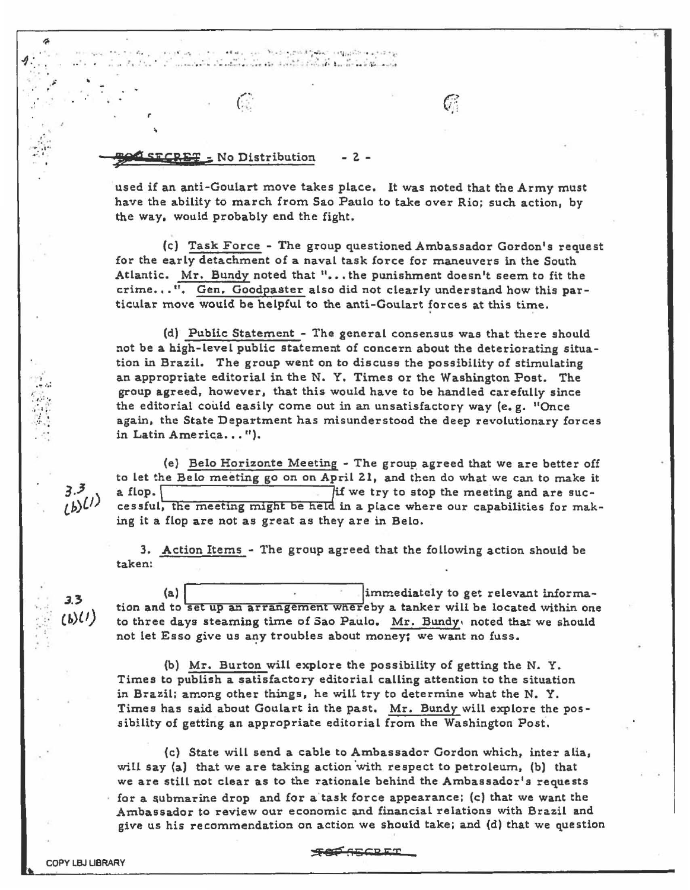~~TOP SECRET~~ - No Distribution

used if an anti-Goulart move takes place. It was noted that the Army must have the ability to march from Sao Paulo to take over Rio; such action, by the way, would probably end the fight.

(c) Task Force - The group questioned Ambassador Gordon's request for the early detachment of a naval task force for maneuvers in the South Atlantic. Mr. Bundy noted that "...the punishment doesn't seem to fit the crime...". Gen. Goodpaster also did not clearly understand how this particular move would be helpful to the anti-Goulart forces at this time.

(d) Public Statement - The general consensus was that there should not be a high-level public statement of concern about the deteriorating situation in Brazil. The group went on to discuss the possibility of stimulating an appropriate editorial in the N. Y. Times or the Washington Post. The group agreed, however, that this would have to be handled carefully since the editorial could easily come out in an unsatisfactory way (e. g. "Once again, the State Department has misunderstood the deep revolutionary forces in Latin America...").

(e) Belo Horizonte Meeting - The group agreed that we are better off to let the Belo meeting go on on April 21, and then do what we can to make it a flop. [3.3(b)(1)] if we try to stop the meeting and are successful, the meeting might be held in a place where our capabilities for making it a flop are not as great as they are in Belo.

3. Action Items - The group agreed that the following action should be taken:

(a) [3.3(b)(1)] immediately to get relevant information and to set up an arrangement whereby a tanker will be located within one to three days steaming time of Sao Paulo. Mr. Bundy noted that we should not let Esso give us any troubles about money; we want no fuss.

(b) Mr. Burton will explore the possibility of getting the N. Y. Times to publish a satisfactory editorial calling attention to the situation in Brazil; among other things, he will try to determine what the N. Y. Times has said about Goulart in the past. Mr. Bundy will explore the possibility of getting an appropriate editorial from the Washington Post.

(c) State will send a cable to Ambassador Gordon which, inter alia, will say (a) that we are taking action with respect to petroleum, (b) that we are still not clear as to the rationale behind the Ambassador's requests for a submarine drop and for a task force appearance; (c) that we want the Ambassador to review our economic and financial relations with Brazil and give us his recommendation on action we should take; and (d) that we question

~~TOP SECRET~~

COPY LBJ LIBRARY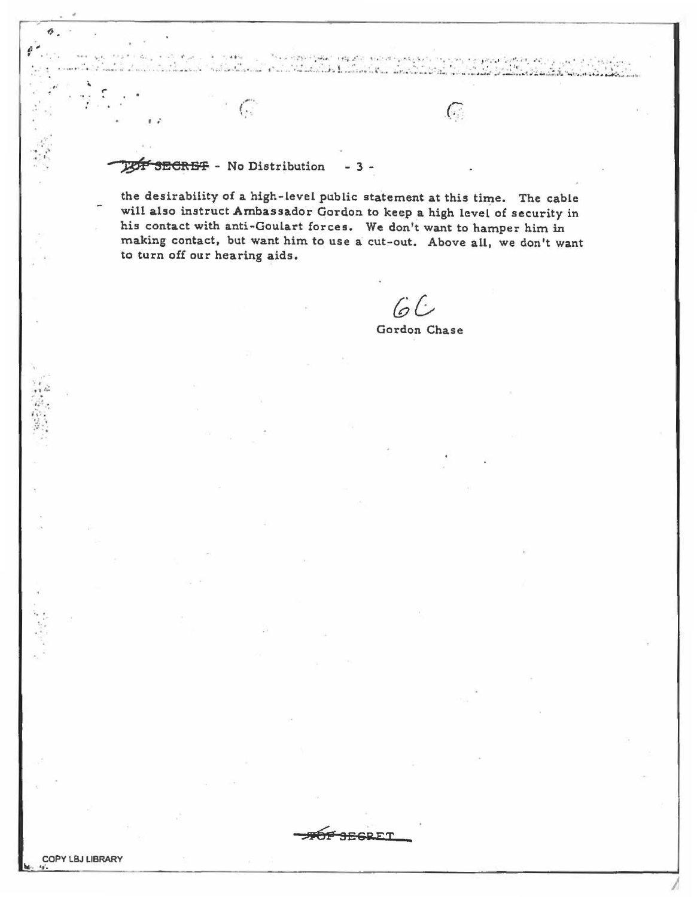~~TOP SECRET~~ - No Distribution

the desirability of a high-level public statement at this time. The cable will also instruct Ambassador Gordon to keep a high level of security in his contact with anti-Goulart forces. We don't want to hamper him in making contact, but want him to use a cut-out. Above all, we don't want to turn off our hearing aids.

GC

Gordon Chase

~~TOP SECRET~~

COPY LBJ LIBRARY